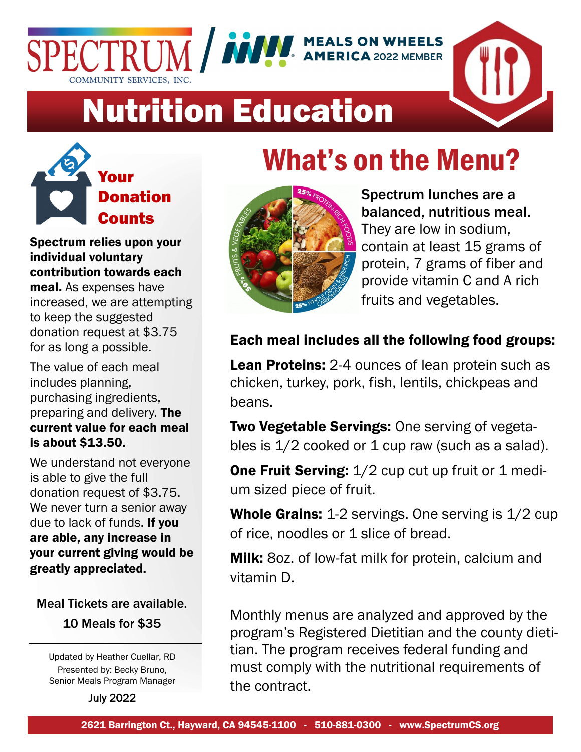SPECTRUM COMMUNITY SERVICES, INC. / MEALS ON WHEELS AMERICA 2022 MEMBER

# Nutrition Education

## Your Donation Counts

**Spectrum relies upon your individual voluntary contribution towards each meal.** As expenses have increased, we are attempting to keep the suggested donation request at $3.75 for as long a possible.

The value of each meal includes planning, purchasing ingredients, preparing and delivery. **The current value for each meal is about $13.50.**

We understand not everyone is able to give the full donation request of $3.75. We never turn a senior away due to lack of funds. **If you are able, any increase in your current giving would be greatly appreciated.**

Meal Tickets are available.
10 Meals for $35

---

Updated by Heather Cuellar, RD
Presented by: Becky Bruno, Senior Meals Program Manager

July 2022

## What's on the Menu?

50% FRUITS & VEGETABLES | 25% PROTEIN-RICH FOODS | 25% WHOLE GRAIN & FIBER-RICH CARBOHYDRATES

**Spectrum lunches are a balanced, nutritious meal.** They are low in sodium, contain at least 15 grams of protein, 7 grams of fiber and provide vitamin C and A rich fruits and vegetables.

**Each meal includes all the following food groups:**

**Lean Proteins:** 2-4 ounces of lean protein such as chicken, turkey, pork, fish, lentils, chickpeas and beans.

**Two Vegetable Servings:** One serving of vegetables is 1/2 cooked or 1 cup raw (such as a salad).

**One Fruit Serving:** 1/2 cup cut up fruit or 1 medium sized piece of fruit.

**Whole Grains:** 1-2 servings. One serving is 1/2 cup of rice, noodles or 1 slice of bread.

**Milk:** 8oz. of low-fat milk for protein, calcium and vitamin D.

Monthly menus are analyzed and approved by the program's Registered Dietitian and the county dietitian. The program receives federal funding and must comply with the nutritional requirements of the contract.

2621 Barrington Ct., Hayward, CA 94545-1100 - 510-881-0300 - www.SpectrumCS.org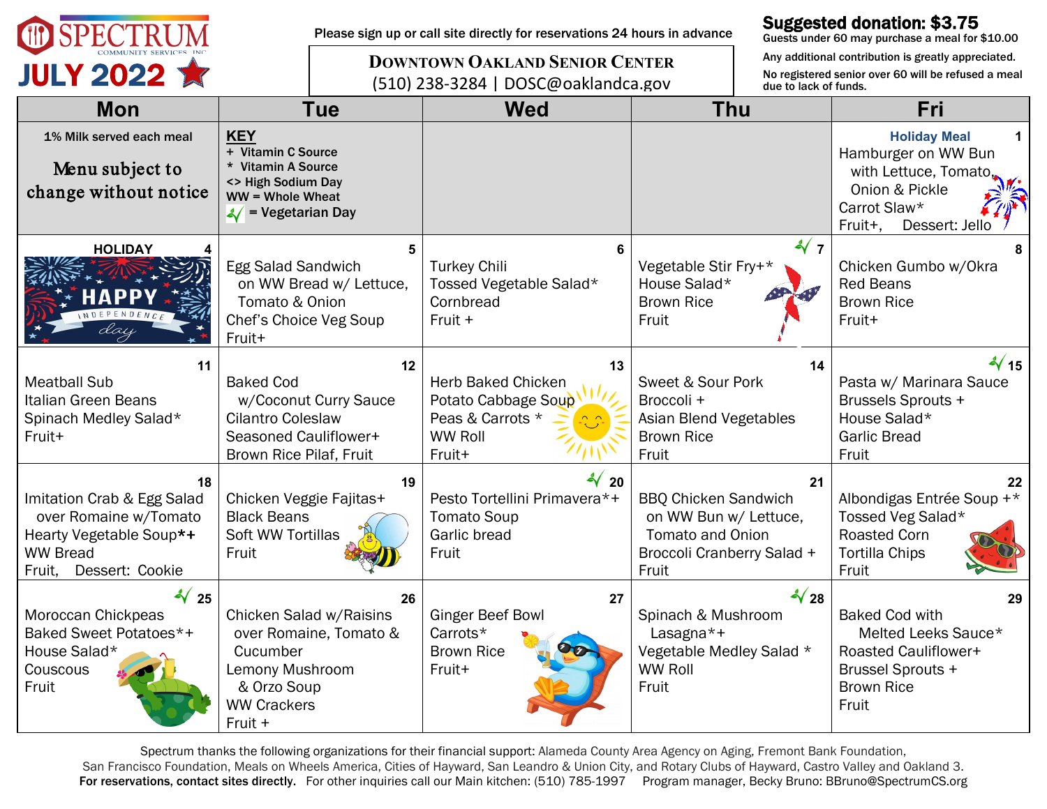**SPECTRUM** COMMUNITY SERVICES, INC

# JULY 2022

Please sign up or call site directly for reservations 24 hours in advance

**DOWNTOWN OAKLAND SENIOR CENTER**
(510) 238-3284 | DOSC@oaklandca.gov

**Suggested donation: $3.75**
Guests under 60 may purchase a meal for $10.00
Any additional contribution is greatly appreciated.
No registered senior over 60 will be refused a meal due to lack of funds.

| Mon | Tue | Wed | Thu | Fri |
|---|---|---|---|---|
| 1% Milk served each meal<br><br>Menu subject to change without notice | **KEY**<br>+ Vitamin C Source<br>* Vitamin A Source<br><> High Sodium Day<br>WW = Whole Wheat<br>✓ = Vegetarian Day | | | **1** Holiday Meal<br>Hamburger on WW Bun with Lettuce, Tomato, Onion & Pickle<br>Carrot Slaw*<br>Fruit+, Dessert: Jello |
| **4** HOLIDAY<br>HAPPY INDEPENDENCE day | **5**<br>Egg Salad Sandwich on WW Bread w/ Lettuce, Tomato & Onion<br>Chef's Choice Veg Soup<br>Fruit+ | **6**<br>Turkey Chili<br>Tossed Vegetable Salad*<br>Cornbread<br>Fruit + | **7** ✓<br>Vegetable Stir Fry+*<br>House Salad*<br>Brown Rice<br>Fruit | **8**<br>Chicken Gumbo w/Okra<br>Red Beans<br>Brown Rice<br>Fruit+ |
| **11**<br>Meatball Sub<br>Italian Green Beans<br>Spinach Medley Salad*<br>Fruit+ | **12**<br>Baked Cod w/Coconut Curry Sauce<br>Cilantro Coleslaw<br>Seasoned Cauliflower+<br>Brown Rice Pilaf, Fruit | **13**<br>Herb Baked Chicken<br>Potato Cabbage Soup<br>Peas & Carrots *<br>WW Roll<br>Fruit+ | **14**<br>Sweet & Sour Pork<br>Broccoli +<br>Asian Blend Vegetables<br>Brown Rice<br>Fruit | **15** ✓<br>Pasta w/ Marinara Sauce<br>Brussels Sprouts +<br>House Salad*<br>Garlic Bread<br>Fruit |
| **18**<br>Imitation Crab & Egg Salad over Romaine w/Tomato<br>Hearty Vegetable Soup*+<br>WW Bread<br>Fruit, Dessert: Cookie | **19**<br>Chicken Veggie Fajitas+<br>Black Beans<br>Soft WW Tortillas<br>Fruit | **20** ✓<br>Pesto Tortellini Primavera*+<br>Tomato Soup<br>Garlic bread<br>Fruit | **21**<br>BBQ Chicken Sandwich on WW Bun w/ Lettuce, Tomato and Onion<br>Broccoli Cranberry Salad +<br>Fruit | **22**<br>Albondigas Entrée Soup +*<br>Tossed Veg Salad*<br>Roasted Corn<br>Tortilla Chips<br>Fruit |
| **25** ✓<br>Moroccan Chickpeas<br>Baked Sweet Potatoes*+<br>House Salad*<br>Couscous<br>Fruit | **26**<br>Chicken Salad w/Raisins over Romaine, Tomato & Cucumber<br>Lemony Mushroom & Orzo Soup<br>WW Crackers<br>Fruit + | **27**<br>Ginger Beef Bowl<br>Carrots*<br>Brown Rice<br>Fruit+ | **28** ✓<br>Spinach & Mushroom Lasagna*+<br>Vegetable Medley Salad *<br>WW Roll<br>Fruit | **29**<br>Baked Cod with Melted Leeks Sauce*<br>Roasted Cauliflower+<br>Brussel Sprouts +<br>Brown Rice<br>Fruit |

Spectrum thanks the following organizations for their financial support: Alameda County Area Agency on Aging, Fremont Bank Foundation, San Francisco Foundation, Meals on Wheels America, Cities of Hayward, San Leandro & Union City, and Rotary Clubs of Hayward, Castro Valley and Oakland 3.
**For reservations, contact sites directly.** For other inquiries call our Main kitchen: (510) 785-1997 Program manager, Becky Bruno: BBruno@SpectrumCS.org